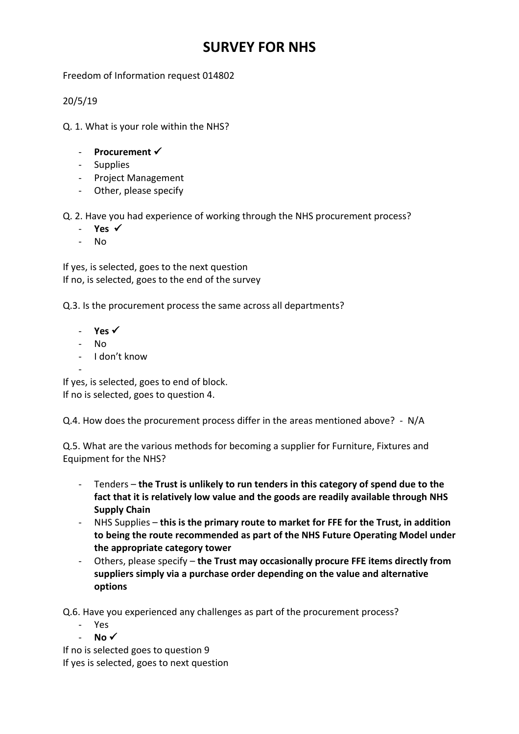# SURVEY FOR NHS

Freedom of Information request 014802

20/5/19

Q. 1. What is your role within the NHS?

- **Procurement ✓**
- Supplies
- Project Management
- Other, please specify

Q. 2. Have you had experience of working through the NHS procurement process?

- **Yes ✓**
- No

If yes, is selected, goes to the next question
If no, is selected, goes to the end of the survey

Q.3. Is the procurement process the same across all departments?

- **Yes ✓**
- No
- I don't know
-

If yes, is selected, goes to end of block.
If no is selected, goes to question 4.

Q.4. How does the procurement process differ in the areas mentioned above? - N/A

Q.5. What are the various methods for becoming a supplier for Furniture, Fixtures and Equipment for the NHS?

- Tenders – **the Trust is unlikely to run tenders in this category of spend due to the fact that it is relatively low value and the goods are readily available through NHS Supply Chain**
- NHS Supplies – **this is the primary route to market for FFE for the Trust, in addition to being the route recommended as part of the NHS Future Operating Model under the appropriate category tower**
- Others, please specify – **the Trust may occasionally procure FFE items directly from suppliers simply via a purchase order depending on the value and alternative options**

Q.6. Have you experienced any challenges as part of the procurement process?

- Yes
- **No ✓**

If no is selected goes to question 9
If yes is selected, goes to next question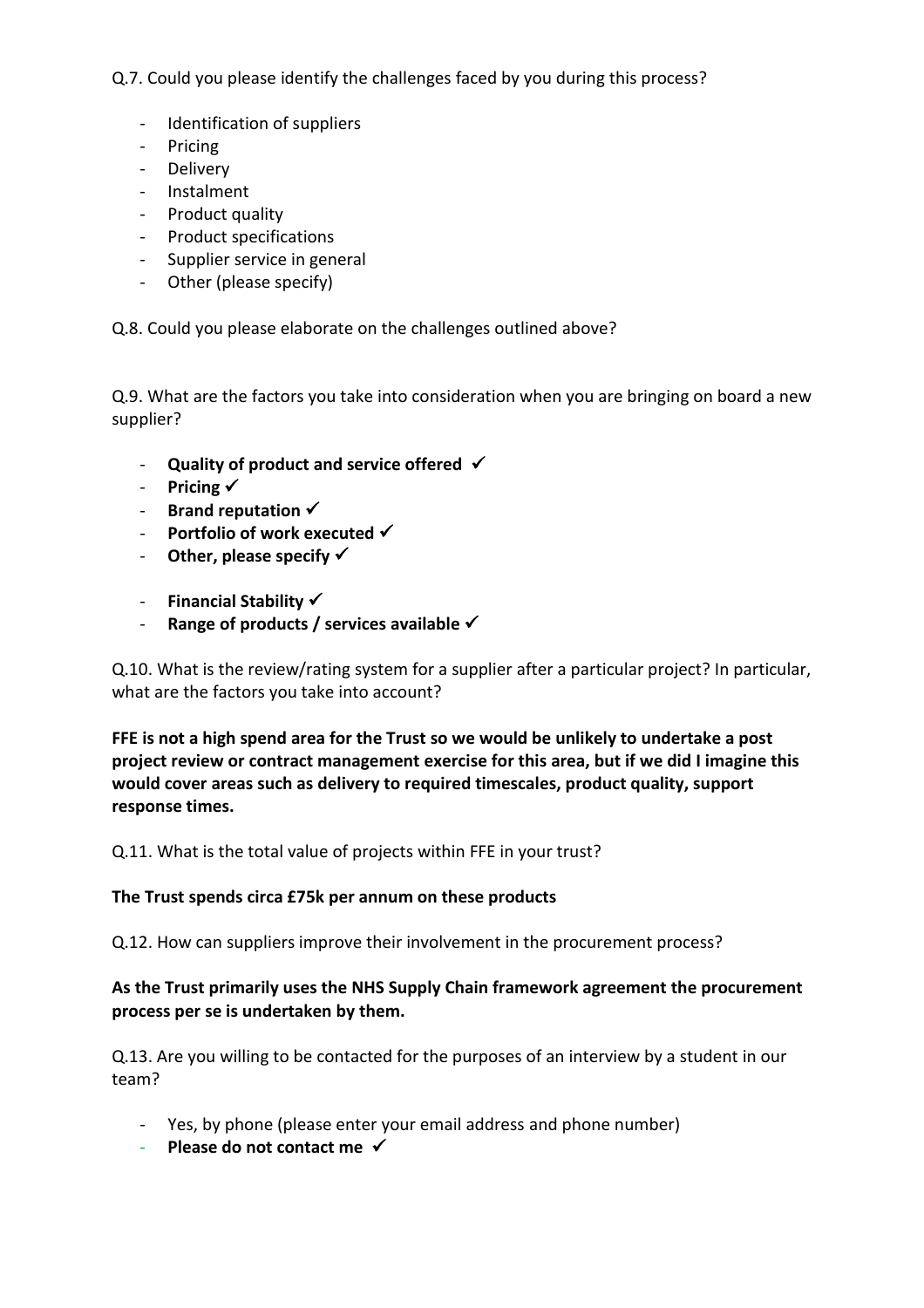Q.7. Could you please identify the challenges faced by you during this process?

- Identification of suppliers
- Pricing
- Delivery
- Instalment
- Product quality
- Product specifications
- Supplier service in general
- Other (please specify)

Q.8. Could you please elaborate on the challenges outlined above?

Q.9. What are the factors you take into consideration when you are bringing on board a new supplier?

- **Quality of product and service offered** ✓
- **Pricing** ✓
- **Brand reputation** ✓
- **Portfolio of work executed** ✓
- **Other, please specify** ✓

- **Financial Stability** ✓
- **Range of products / services available** ✓

Q.10. What is the review/rating system for a supplier after a particular project? In particular, what are the factors you take into account?

**FFE is not a high spend area for the Trust so we would be unlikely to undertake a post project review or contract management exercise for this area, but if we did I imagine this would cover areas such as delivery to required timescales, product quality, support response times.**

Q.11. What is the total value of projects within FFE in your trust?

**The Trust spends circa £75k per annum on these products**

Q.12. How can suppliers improve their involvement in the procurement process?

**As the Trust primarily uses the NHS Supply Chain framework agreement the procurement process per se is undertaken by them.**

Q.13. Are you willing to be contacted for the purposes of an interview by a student in our team?

- Yes, by phone (please enter your email address and phone number)
- **Please do not contact me** ✓